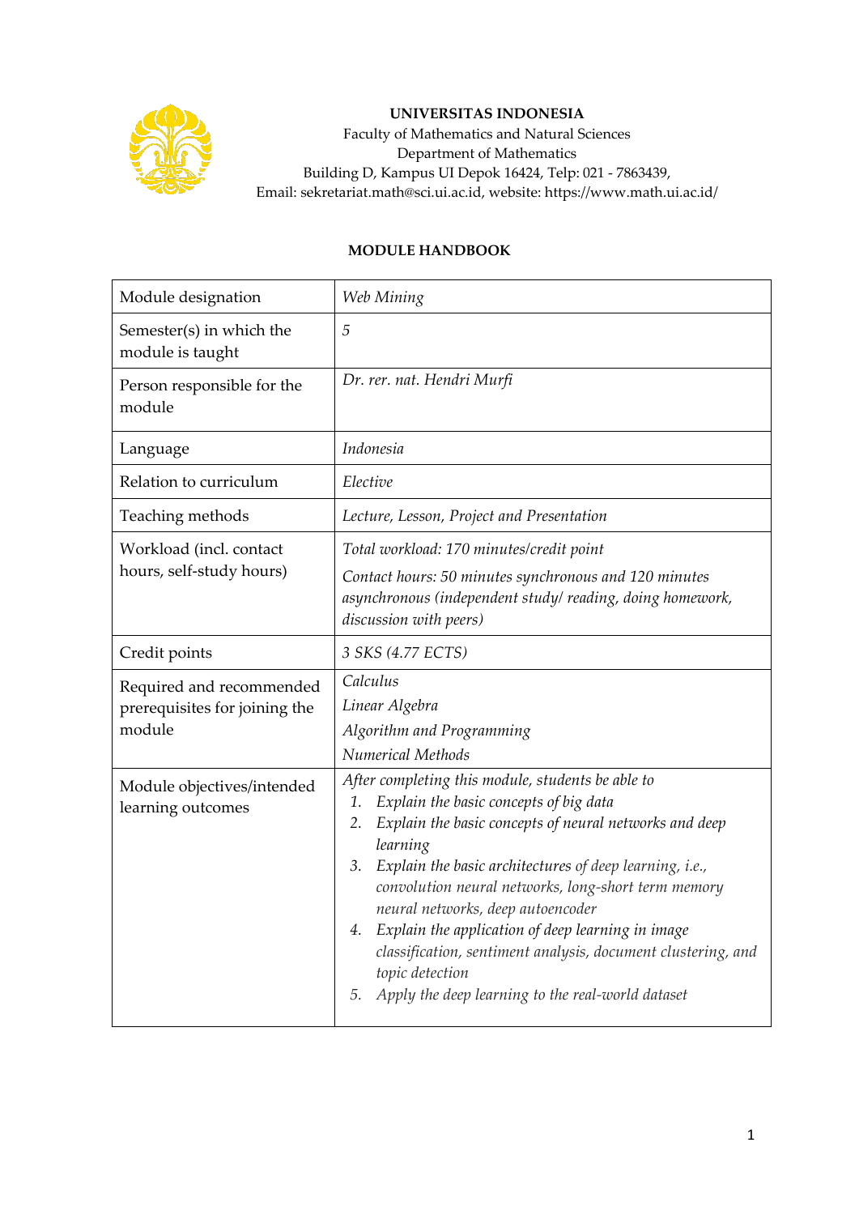**UNIVERSITAS INDONESIA**
Faculty of Mathematics and Natural Sciences
Department of Mathematics
Building D, Kampus UI Depok 16424, Telp: 021 - 7863439,
Email: sekretariat.math@sci.ui.ac.id, website: https://www.math.ui.ac.id/

**MODULE HANDBOOK**

| Module designation | *Web Mining* |
|---|---|
| Semester(s) in which the module is taught | *5* |
| Person responsible for the module | *Dr. rer. nat. Hendri Murfi* |
| Language | *Indonesia* |
| Relation to curriculum | *Elective* |
| Teaching methods | *Lecture, Lesson, Project and Presentation* |
| Workload (incl. contact hours, self-study hours) | *Total workload: 170 minutes/credit point*<br>*Contact hours: 50 minutes synchronous and 120 minutes asynchronous (independent study/ reading, doing homework, discussion with peers)* |
| Credit points | *3 SKS (4.77 ECTS)* |
| Required and recommended prerequisites for joining the module | *Calculus*<br>*Linear Algebra*<br>*Algorithm and Programming*<br>*Numerical Methods* |
| Module objectives/intended learning outcomes | *After completing this module, students be able to*<br>*1. Explain the basic concepts of big data*<br>*2. Explain the basic concepts of neural networks and deep learning*<br>*3. Explain the basic architectures of deep learning, i.e., convolution neural networks, long-short term memory neural networks, deep autoencoder*<br>*4. Explain the application of deep learning in image classification, sentiment analysis, document clustering, and topic detection*<br>*5. Apply the deep learning to the real-world dataset* |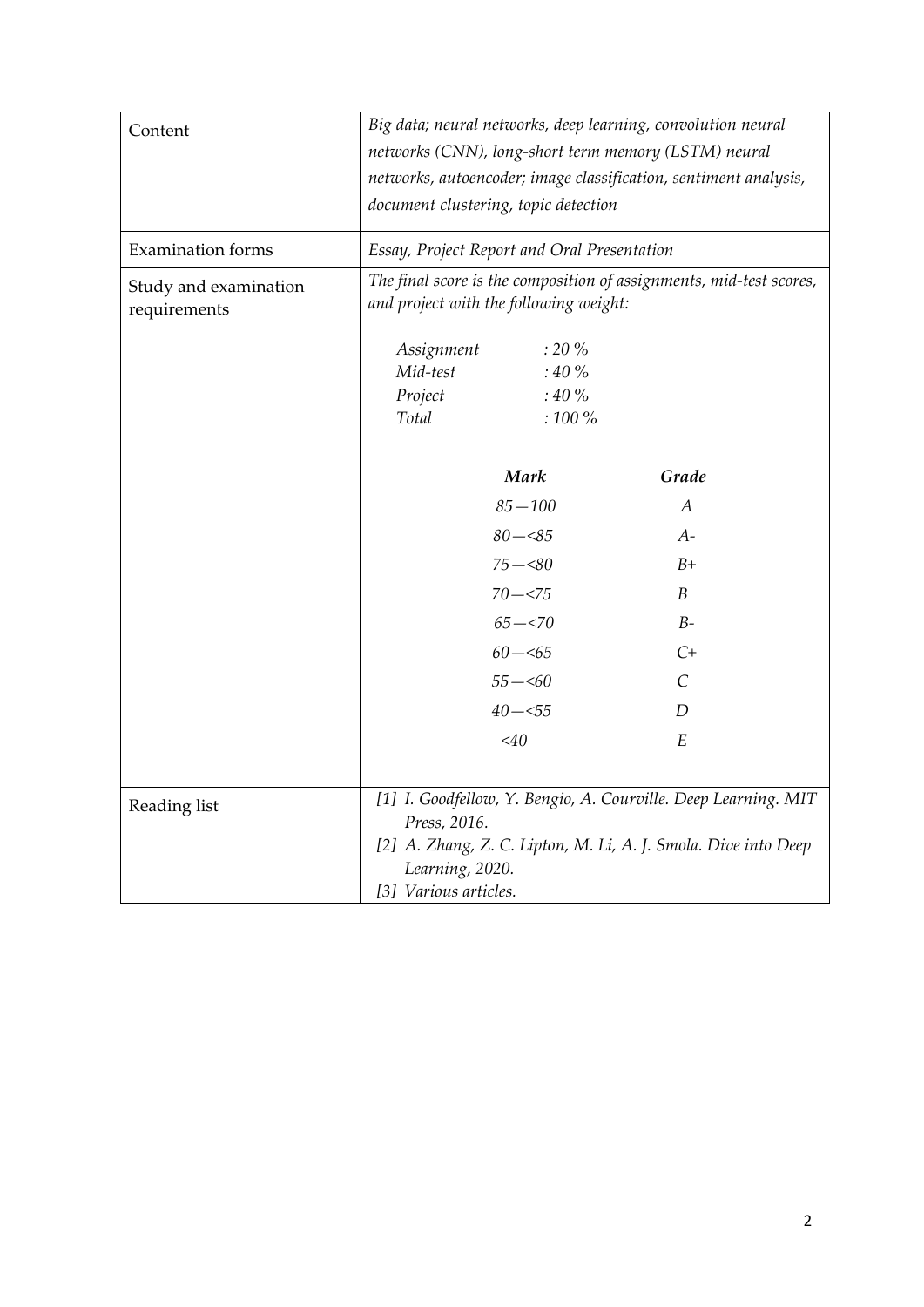| | |
|---|---|
| Content | *Big data; neural networks, deep learning, convolution neural networks (CNN), long-short term memory (LSTM) neural networks, autoencoder; image classification, sentiment analysis, document clustering, topic detection* |
| Examination forms | *Essay, Project Report and Oral Presentation* |
| Study and examination requirements | *The final score is the composition of assignments, mid-test scores, and project with the following weight:*<br><br>*Assignment : 20 %*<br>*Mid-test : 40 %*<br>*Project : 40 %*<br>*Total : 100 %*<br><br>***Mark** — **Grade***<br>*85—100 — A*<br>*80—<85 — A-*<br>*75—<80 — B+*<br>*70—<75 — B*<br>*65—<70 — B-*<br>*60—<65 — C+*<br>*55—<60 — C*<br>*40—<55 — D*<br>*<40 — E* |
| Reading list | *[1] I. Goodfellow, Y. Bengio, A. Courville. Deep Learning. MIT Press, 2016.*<br>*[2] A. Zhang, Z. C. Lipton, M. Li, A. J. Smola. Dive into Deep Learning, 2020.*<br>*[3] Various articles.* |